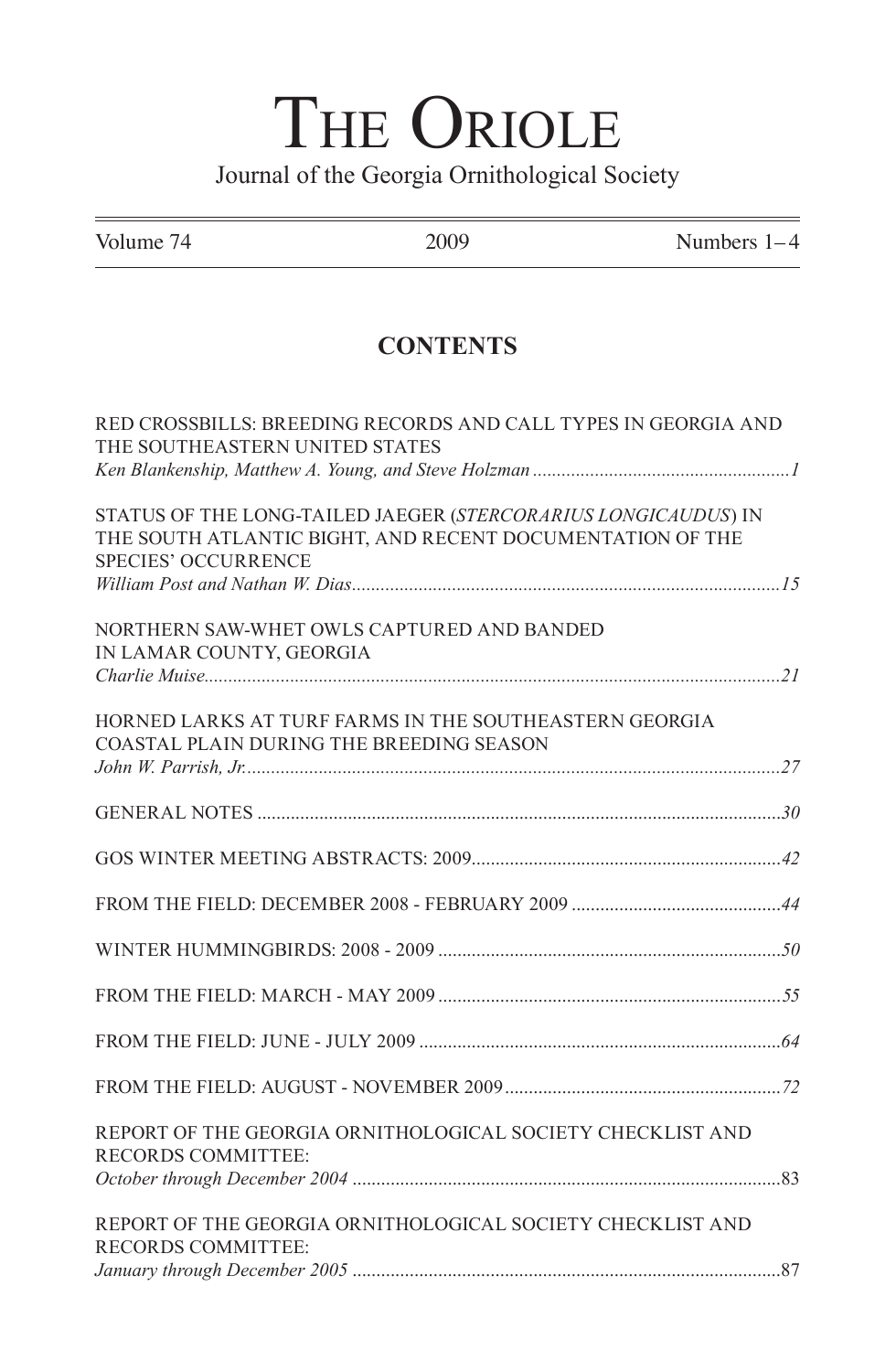# THE ORIOLE

Journal of the Georgia Ornithological Society

Volume 74 2009 Numbers 1–4

## CONTENTS

RED CROSSBILLS: BREEDING RECORDS AND CALL TYPES IN GEORGIA AND THE SOUTHEASTERN UNITED STATES
*Ken Blankenship, Matthew A. Young, and Steve Holzman* ...................................................... *1*

STATUS OF THE LONG-TAILED JAEGER (*STERCORARIUS LONGICAUDUS*) IN THE SOUTH ATLANTIC BIGHT, AND RECENT DOCUMENTATION OF THE SPECIES' OCCURRENCE
*William Post and Nathan W. Dias*......................................................................................... *15*

NORTHERN SAW-WHET OWLS CAPTURED AND BANDED IN LAMAR COUNTY, GEORGIA
*Charlie Muise*........................................................................................................................ *21*

HORNED LARKS AT TURF FARMS IN THE SOUTHEASTERN GEORGIA COASTAL PLAIN DURING THE BREEDING SEASON
*John W. Parrish, Jr.*............................................................................................................... *27*

GENERAL NOTES ............................................................................................................ *30*

GOS WINTER MEETING ABSTRACTS: 2009................................................................ *42*

FROM THE FIELD: DECEMBER 2008 - FEBRUARY 2009 ............................................ *44*

WINTER HUMMINGBIRDS: 2008 - 2009 ....................................................................... *50*

FROM THE FIELD: MARCH - MAY 2009 ....................................................................... *55*

FROM THE FIELD: JUNE - JULY 2009 ........................................................................... *64*

FROM THE FIELD: AUGUST - NOVEMBER 2009.......................................................... *72*

REPORT OF THE GEORGIA ORNITHOLOGICAL SOCIETY CHECKLIST AND RECORDS COMMITTEE:
*October through December 2004* ......................................................................................... 83

REPORT OF THE GEORGIA ORNITHOLOGICAL SOCIETY CHECKLIST AND RECORDS COMMITTEE:
*January through December 2005* ......................................................................................... 87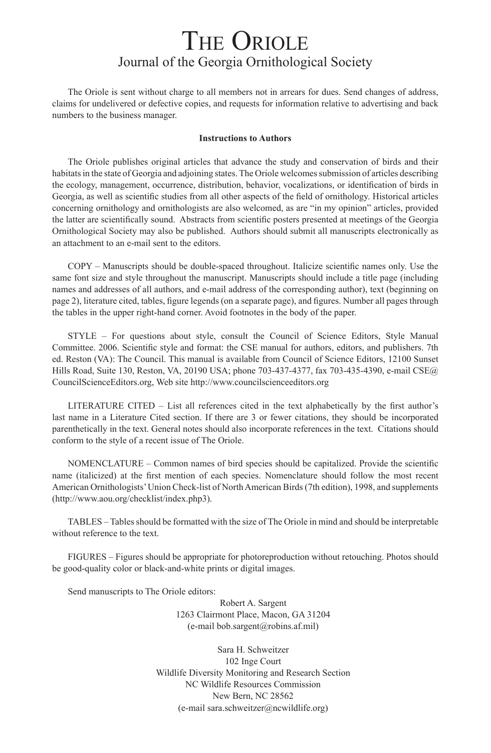# The Oriole

## Journal of the Georgia Ornithological Society

The Oriole is sent without charge to all members not in arrears for dues. Send changes of address, claims for undelivered or defective copies, and requests for information relative to advertising and back numbers to the business manager.

**Instructions to Authors**

The Oriole publishes original articles that advance the study and conservation of birds and their habitats in the state of Georgia and adjoining states. The Oriole welcomes submission of articles describing the ecology, management, occurrence, distribution, behavior, vocalizations, or identification of birds in Georgia, as well as scientific studies from all other aspects of the field of ornithology. Historical articles concerning ornithology and ornithologists are also welcomed, as are "in my opinion" articles, provided the latter are scientifically sound. Abstracts from scientific posters presented at meetings of the Georgia Ornithological Society may also be published. Authors should submit all manuscripts electronically as an attachment to an e-mail sent to the editors.

COPY – Manuscripts should be double-spaced throughout. Italicize scientific names only. Use the same font size and style throughout the manuscript. Manuscripts should include a title page (including names and addresses of all authors, and e-mail address of the corresponding author), text (beginning on page 2), literature cited, tables, figure legends (on a separate page), and figures. Number all pages through the tables in the upper right-hand corner. Avoid footnotes in the body of the paper.

STYLE – For questions about style, consult the Council of Science Editors, Style Manual Committee. 2006. Scientific style and format: the CSE manual for authors, editors, and publishers. 7th ed. Reston (VA): The Council. This manual is available from Council of Science Editors, 12100 Sunset Hills Road, Suite 130, Reston, VA, 20190 USA; phone 703-437-4377, fax 703-435-4390, e-mail CSE@CouncilScienceEditors.org, Web site http://www.councilscienceeditors.org

LITERATURE CITED – List all references cited in the text alphabetically by the first author's last name in a Literature Cited section. If there are 3 or fewer citations, they should be incorporated parenthetically in the text. General notes should also incorporate references in the text. Citations should conform to the style of a recent issue of The Oriole.

NOMENCLATURE – Common names of bird species should be capitalized. Provide the scientific name (italicized) at the first mention of each species. Nomenclature should follow the most recent American Ornithologists' Union Check-list of North American Birds (7th edition), 1998, and supplements (http://www.aou.org/checklist/index.php3).

TABLES – Tables should be formatted with the size of The Oriole in mind and should be interpretable without reference to the text.

FIGURES – Figures should be appropriate for photoreproduction without retouching. Photos should be good-quality color or black-and-white prints or digital images.

Send manuscripts to The Oriole editors:

Robert A. Sargent
1263 Clairmont Place, Macon, GA 31204
(e-mail bob.sargent@robins.af.mil)

Sara H. Schweitzer
102 Inge Court
Wildlife Diversity Monitoring and Research Section
NC Wildlife Resources Commission
New Bern, NC 28562
(e-mail sara.schweitzer@ncwildlife.org)